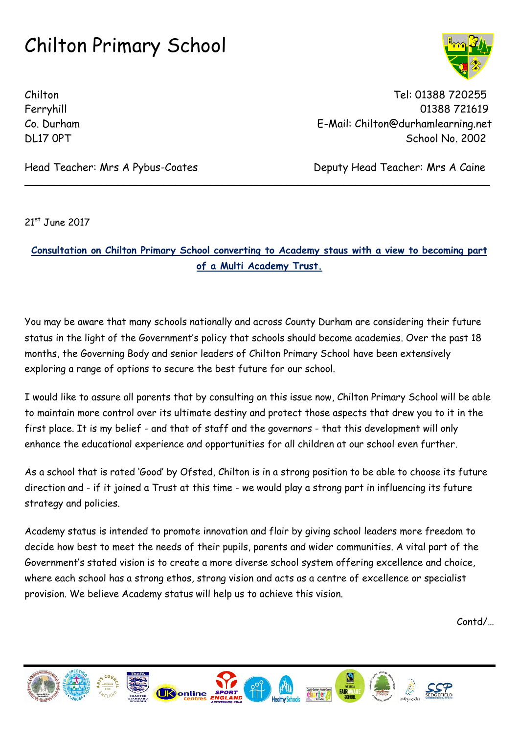# Chilton Primary School

Chilton
Ferryhill
Co. Durham
DL17 0PT

Tel: 01388 720255
01388 721619
E-Mail: Chilton@durhamlearning.net
School No. 2002

Head Teacher: Mrs A Pybus-Coates

Deputy Head Teacher: Mrs A Caine

---

21st June 2017

**Consultation on Chilton Primary School converting to Academy staus with a view to becoming part of a Multi Academy Trust.**

You may be aware that many schools nationally and across County Durham are considering their future status in the light of the Government's policy that schools should become academies. Over the past 18 months, the Governing Body and senior leaders of Chilton Primary School have been extensively exploring a range of options to secure the best future for our school.

I would like to assure all parents that by consulting on this issue now, Chilton Primary School will be able to maintain more control over its ultimate destiny and protect those aspects that drew you to it in the first place. It is my belief - and that of staff and the governors - that this development will only enhance the educational experience and opportunities for all children at our school even further.

As a school that is rated 'Good' by Ofsted, Chilton is in a strong position to be able to choose its future direction and - if it joined a Trust at this time - we would play a strong part in influencing its future strategy and policies.

Academy status is intended to promote innovation and flair by giving school leaders more freedom to decide how best to meet the needs of their pupils, parents and wider communities. A vital part of the Government's stated vision is to create a more diverse school system offering excellence and choice, where each school has a strong ethos, strong vision and acts as a centre of excellence or specialist provision. We believe Academy status will help us to achieve this vision.

Contd/…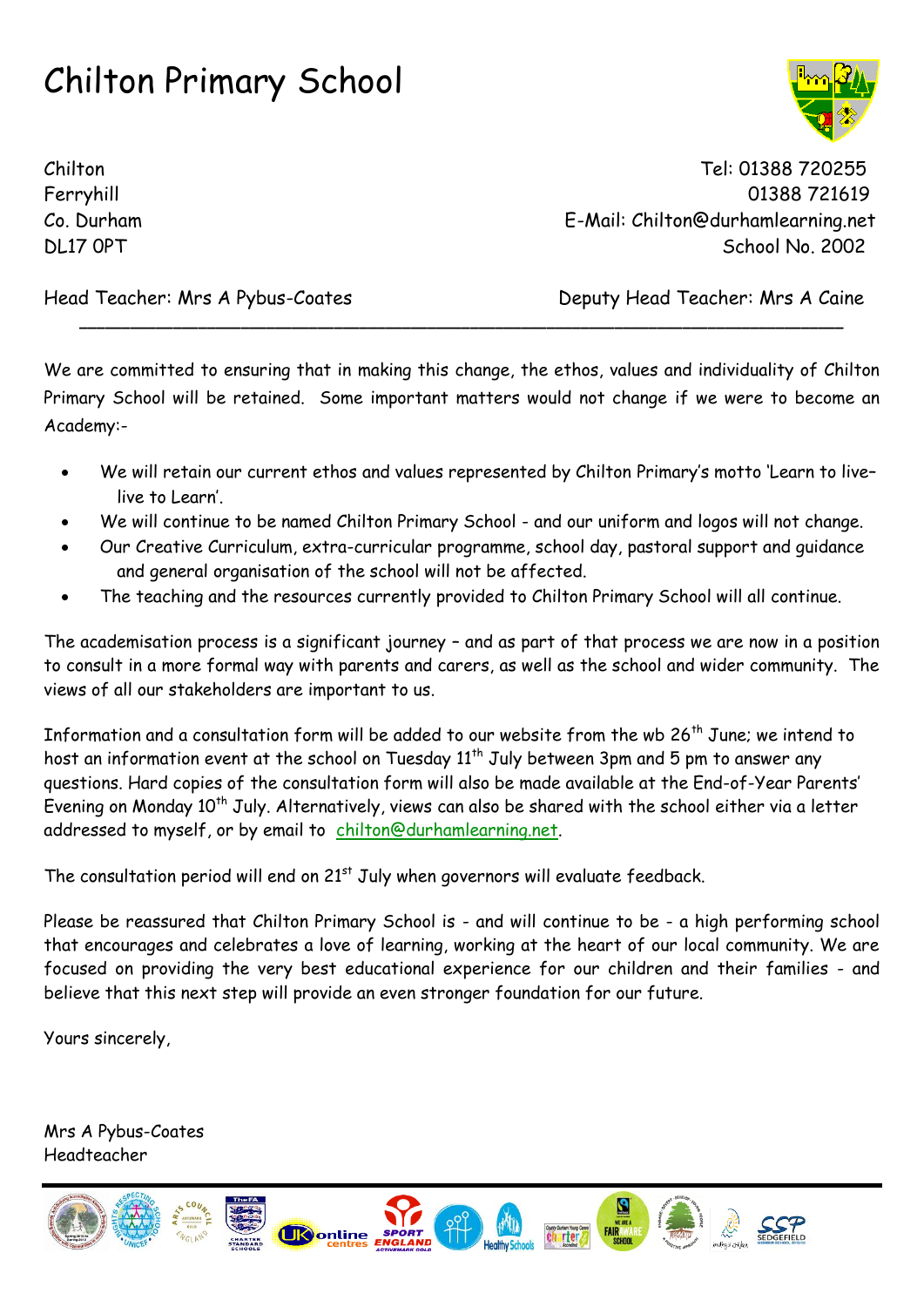# Chilton Primary School

Chilton
Ferryhill
Co. Durham
DL17 0PT

Tel: 01388 720255
01388 721619
E-Mail: Chilton@durhamlearning.net
School No. 2002

Head Teacher: Mrs A Pybus-Coates

Deputy Head Teacher: Mrs A Caine

---

We are committed to ensuring that in making this change, the ethos, values and individuality of Chilton Primary School will be retained. Some important matters would not change if we were to become an Academy:-

- We will retain our current ethos and values represented by Chilton Primary's motto 'Learn to live– live to Learn'.
- We will continue to be named Chilton Primary School - and our uniform and logos will not change.
- Our Creative Curriculum, extra-curricular programme, school day, pastoral support and guidance and general organisation of the school will not be affected.
- The teaching and the resources currently provided to Chilton Primary School will all continue.

The academisation process is a significant journey – and as part of that process we are now in a position to consult in a more formal way with parents and carers, as well as the school and wider community. The views of all our stakeholders are important to us.

Information and a consultation form will be added to our website from the wb 26th June; we intend to host an information event at the school on Tuesday 11th July between 3pm and 5 pm to answer any questions. Hard copies of the consultation form will also be made available at the End-of-Year Parents' Evening on Monday 10th July. Alternatively, views can also be shared with the school either via a letter addressed to myself, or by email to chilton@durhamlearning.net.

The consultation period will end on 21st July when governors will evaluate feedback.

Please be reassured that Chilton Primary School is - and will continue to be - a high performing school that encourages and celebrates a love of learning, working at the heart of our local community. We are focused on providing the very best educational experience for our children and their families - and believe that this next step will provide an even stronger foundation for our future.

Yours sincerely,

Mrs A Pybus-Coates
Headteacher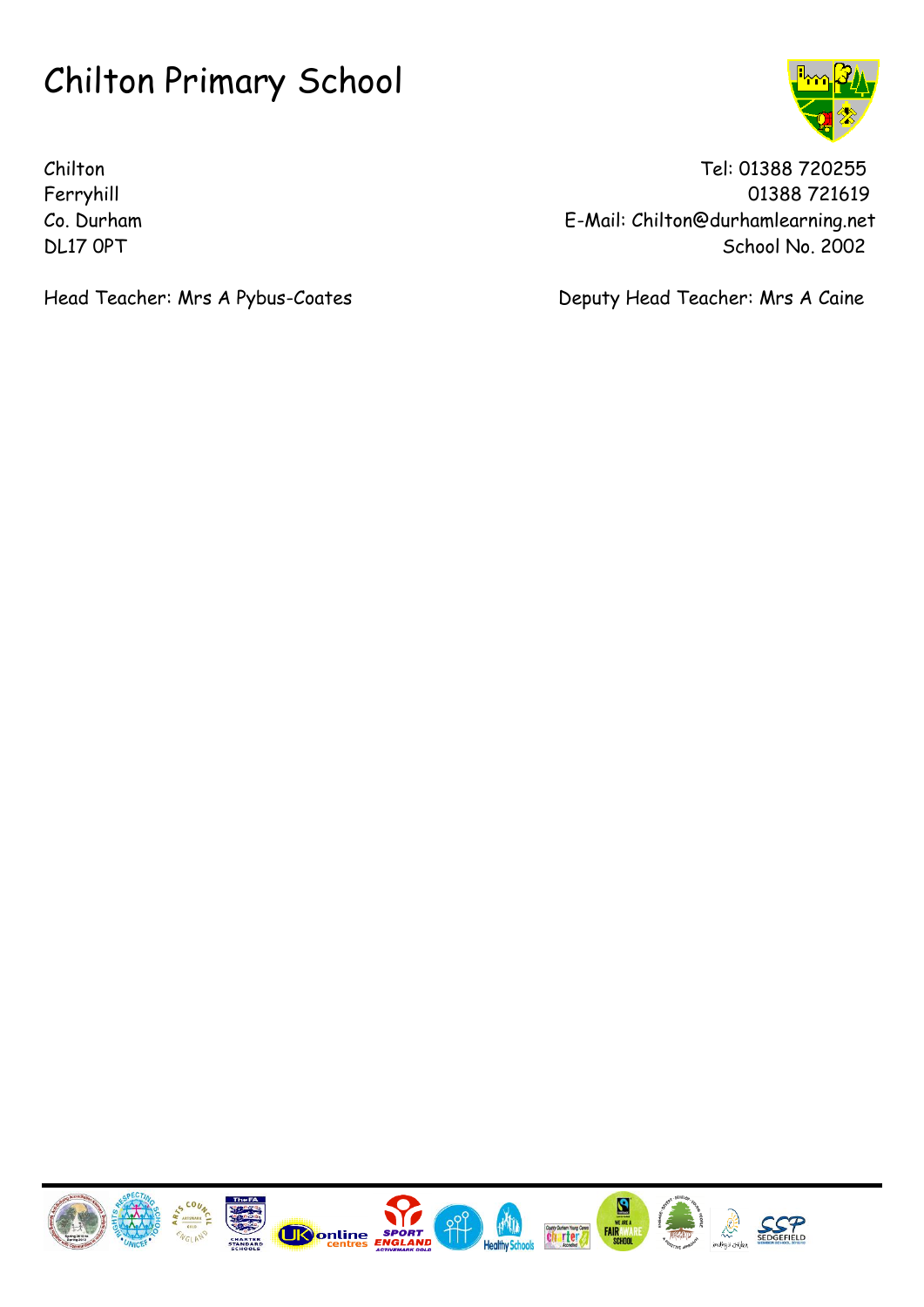# Chilton Primary School

Chilton
Ferryhill
Co. Durham
DL17 0PT

Tel: 01388 720255
01388 721619
E-Mail: Chilton@durhamlearning.net
School No. 2002

Head Teacher: Mrs A Pybus-Coates

Deputy Head Teacher: Mrs A Caine